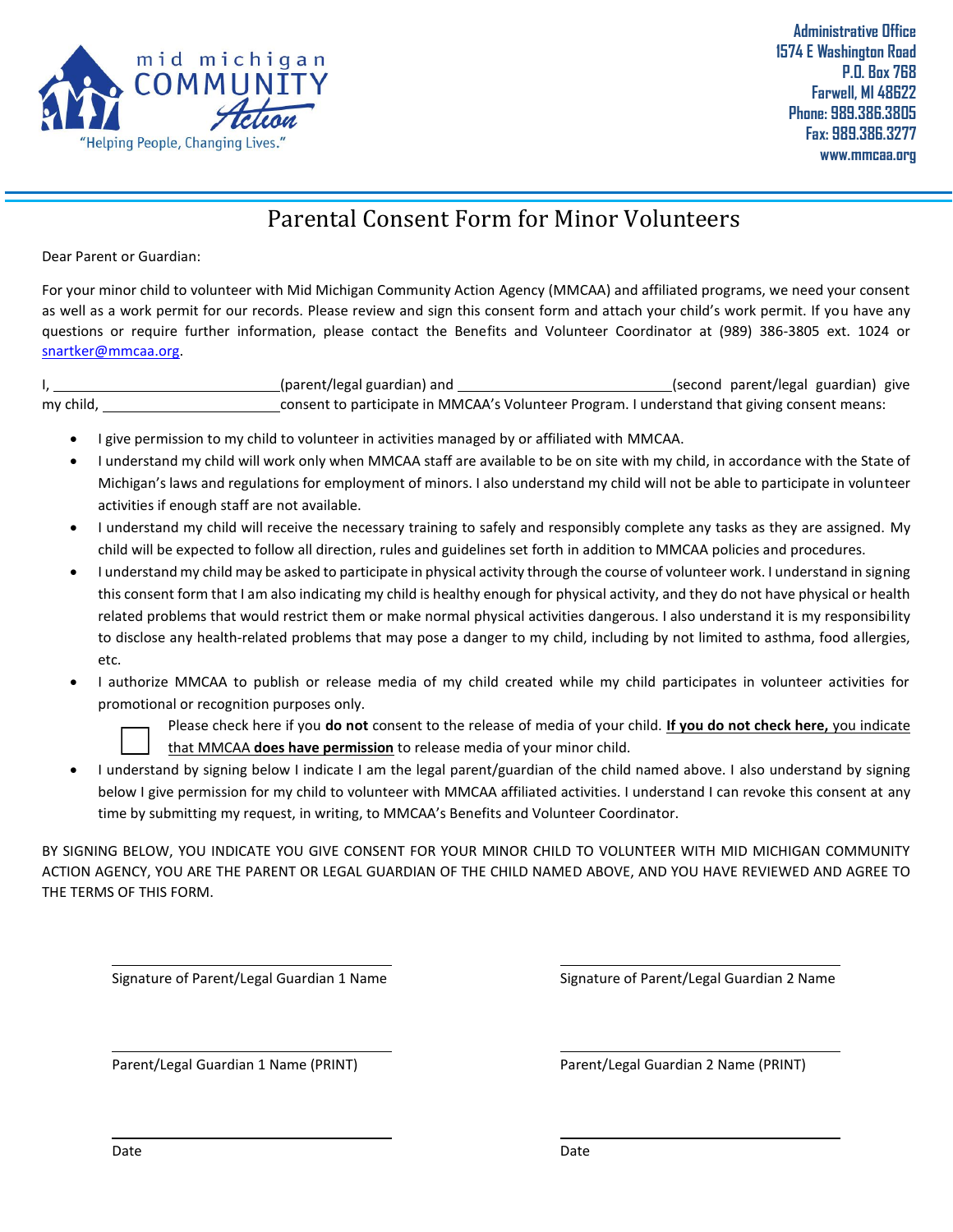mid michigan COMMUNITY Action
"Helping People, Changing Lives."

**Administrative Office**
**1574 E Washington Road**
**P.O. Box 768**
**Farwell, MI 48622**
**Phone: 989.386.3805**
**Fax: 989.386.3277**
**www.mmcaa.org**

# Parental Consent Form for Minor Volunteers

Dear Parent or Guardian:

For your minor child to volunteer with Mid Michigan Community Action Agency (MMCAA) and affiliated programs, we need your consent as well as a work permit for our records. Please review and sign this consent form and attach your child's work permit. If you have any questions or require further information, please contact the Benefits and Volunteer Coordinator at (989) 386-3805 ext. 1024 or snartker@mmcaa.org.

I, ____________________________(parent/legal guardian) and ____________________________(second parent/legal guardian) give my child, ________________________consent to participate in MMCAA's Volunteer Program. I understand that giving consent means:

- I give permission to my child to volunteer in activities managed by or affiliated with MMCAA.
- I understand my child will work only when MMCAA staff are available to be on site with my child, in accordance with the State of Michigan's laws and regulations for employment of minors. I also understand my child will not be able to participate in volunteer activities if enough staff are not available.
- I understand my child will receive the necessary training to safely and responsibly complete any tasks as they are assigned. My child will be expected to follow all direction, rules and guidelines set forth in addition to MMCAA policies and procedures.
- I understand my child may be asked to participate in physical activity through the course of volunteer work. I understand in signing this consent form that I am also indicating my child is healthy enough for physical activity, and they do not have physical or health related problems that would restrict them or make normal physical activities dangerous. I also understand it is my responsibility to disclose any health-related problems that may pose a danger to my child, including by not limited to asthma, food allergies, etc.
- I authorize MMCAA to publish or release media of my child created while my child participates in volunteer activities for promotional or recognition purposes only.
  - ☐ Please check here if you **do not** consent to the release of media of your child. **If you do not check here,** that MMCAA **does have permission** to release media of your minor child.
- I understand by signing below I indicate I am the legal parent/guardian of the child named above. I also understand by signing below I give permission for my child to volunteer with MMCAA affiliated activities. I understand I can revoke this consent at any time by submitting my request, in writing, to MMCAA's Benefits and Volunteer Coordinator.

BY SIGNING BELOW, YOU INDICATE YOU GIVE CONSENT FOR YOUR MINOR CHILD TO VOLUNTEER WITH MID MICHIGAN COMMUNITY ACTION AGENCY, YOU ARE THE PARENT OR LEGAL GUARDIAN OF THE CHILD NAMED ABOVE, AND YOU HAVE REVIEWED AND AGREE TO THE TERMS OF THIS FORM.

| | |
|---|---|
| ______________________________ | ______________________________ |
| Signature of Parent/Legal Guardian 1 Name | Signature of Parent/Legal Guardian 2 Name |
| ______________________________ | ______________________________ |
| Parent/Legal Guardian 1 Name (PRINT) | Parent/Legal Guardian 2 Name (PRINT) |
| ______________________________ | ______________________________ |
| Date | Date |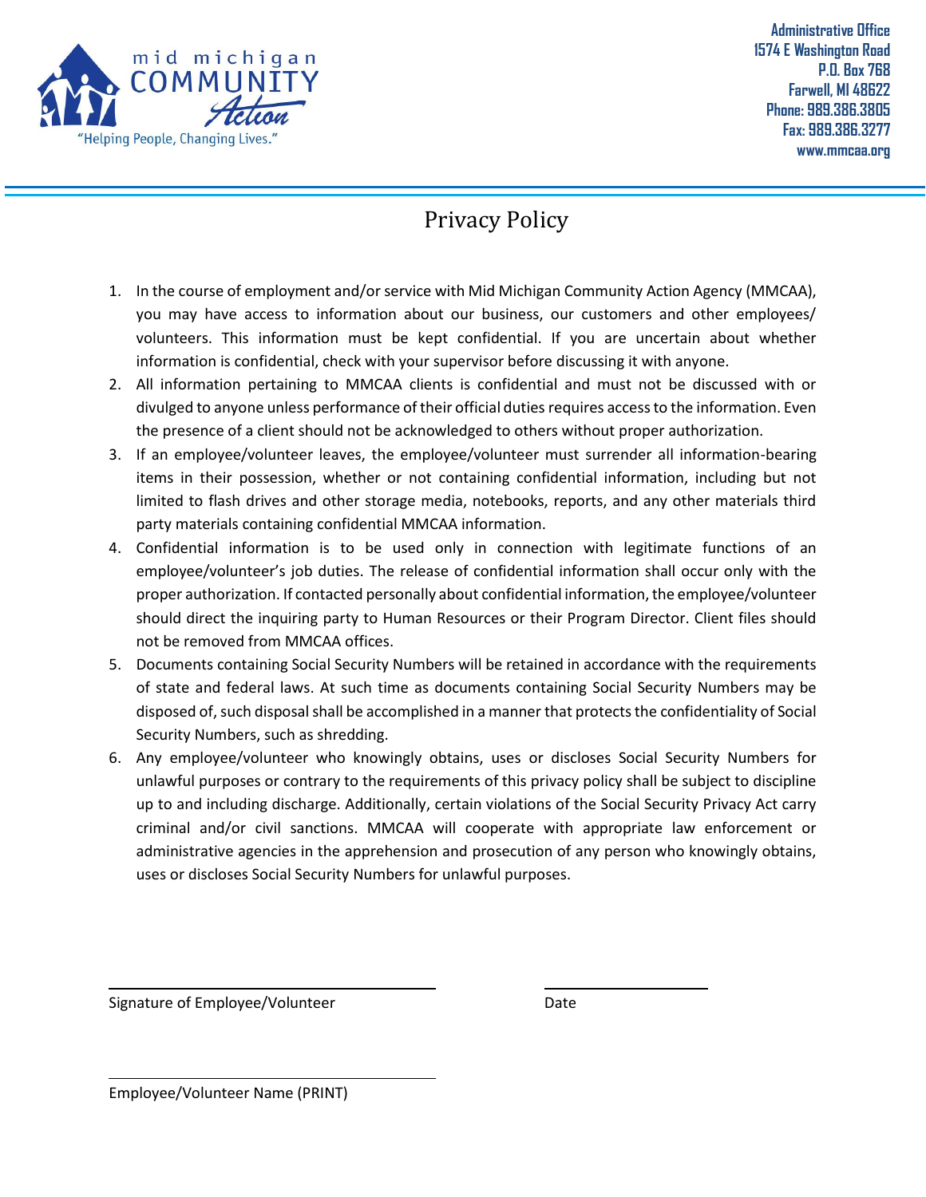mid michigan COMMUNITY Action
"Helping People, Changing Lives."

**Administrative Office**
**1574 E Washington Road**
**P.O. Box 768**
**Farwell, MI 48622**
**Phone: 989.386.3805**
**Fax: 989.386.3277**
**www.mmcaa.org**

# Privacy Policy

1. In the course of employment and/or service with Mid Michigan Community Action Agency (MMCAA), you may have access to information about our business, our customers and other employees/ volunteers. This information must be kept confidential. If you are uncertain about whether information is confidential, check with your supervisor before discussing it with anyone.
2. All information pertaining to MMCAA clients is confidential and must not be discussed with or divulged to anyone unless performance of their official duties requires access to the information. Even the presence of a client should not be acknowledged to others without proper authorization.
3. If an employee/volunteer leaves, the employee/volunteer must surrender all information-bearing items in their possession, whether or not containing confidential information, including but not limited to flash drives and other storage media, notebooks, reports, and any other materials third party materials containing confidential MMCAA information.
4. Confidential information is to be used only in connection with legitimate functions of an employee/volunteer's job duties. The release of confidential information shall occur only with the proper authorization. If contacted personally about confidential information, the employee/volunteer should direct the inquiring party to Human Resources or their Program Director. Client files should not be removed from MMCAA offices.
5. Documents containing Social Security Numbers will be retained in accordance with the requirements of state and federal laws. At such time as documents containing Social Security Numbers may be disposed of, such disposal shall be accomplished in a manner that protects the confidentiality of Social Security Numbers, such as shredding.
6. Any employee/volunteer who knowingly obtains, uses or discloses Social Security Numbers for unlawful purposes or contrary to the requirements of this privacy policy shall be subject to discipline up to and including discharge. Additionally, certain violations of the Social Security Privacy Act carry criminal and/or civil sanctions. MMCAA will cooperate with appropriate law enforcement or administrative agencies in the apprehension and prosecution of any person who knowingly obtains, uses or discloses Social Security Numbers for unlawful purposes.

\_\_\_\_\_\_\_\_\_\_\_\_\_\_\_\_\_\_\_\_\_\_\_\_\_\_\_\_\_\_\_\_\_\_\_\_ \_\_\_\_\_\_\_\_\_\_\_\_\_\_\_\_\_\_

Signature of Employee/Volunteer Date

\_\_\_\_\_\_\_\_\_\_\_\_\_\_\_\_\_\_\_\_\_\_\_\_\_\_\_\_\_\_\_\_\_\_\_\_

Employee/Volunteer Name (PRINT)